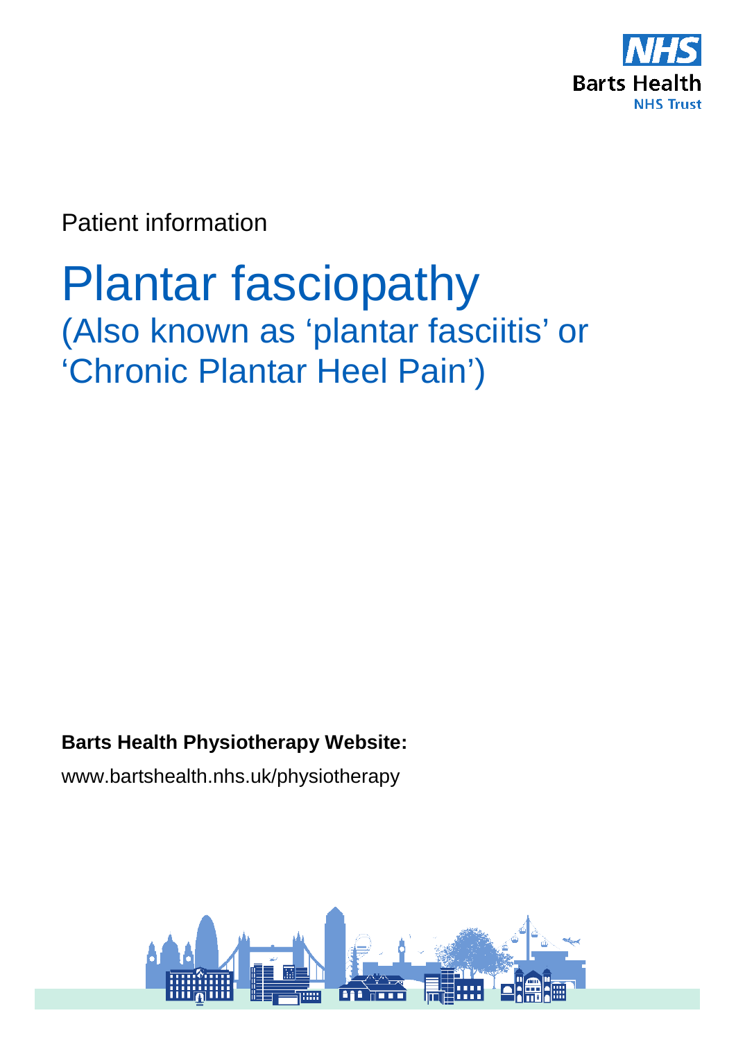NHS Barts Health NHS Trust

Patient information

# Plantar fasciopathy

## (Also known as ‘plantar fasciitis’ or ‘Chronic Plantar Heel Pain’)

**Barts Health Physiotherapy Website:**

www.bartshealth.nhs.uk/physiotherapy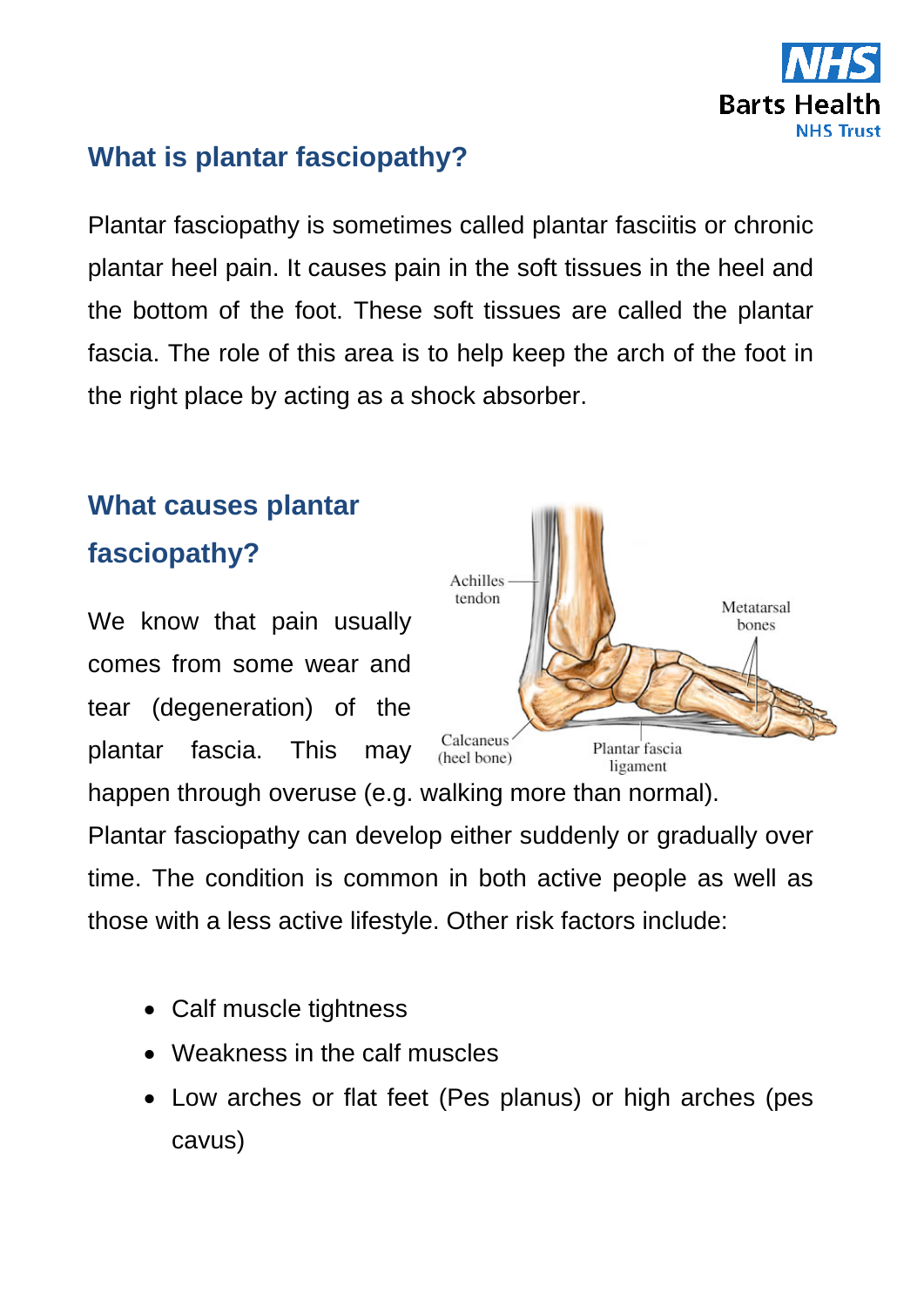## What is plantar fasciopathy?

Plantar fasciopathy is sometimes called plantar fasciitis or chronic plantar heel pain. It causes pain in the soft tissues in the heel and the bottom of the foot. These soft tissues are called the plantar fascia. The role of this area is to help keep the arch of the foot in the right place by acting as a shock absorber.

## What causes plantar fasciopathy?

We know that pain usually comes from some wear and tear (degeneration) of the plantar fascia. This may happen through overuse (e.g. walking more than normal). Plantar fasciopathy can develop either suddenly or gradually over time. The condition is common in both active people as well as those with a less active lifestyle. Other risk factors include:

- Calf muscle tightness
- Weakness in the calf muscles
- Low arches or flat feet (Pes planus) or high arches (pes cavus)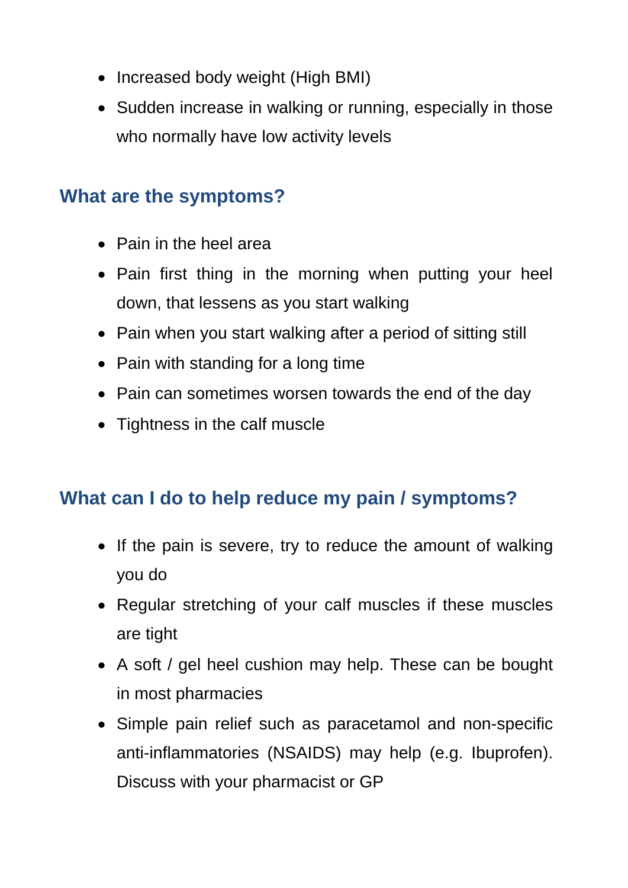- Increased body weight (High BMI)
- Sudden increase in walking or running, especially in those who normally have low activity levels

## What are the symptoms?

- Pain in the heel area
- Pain first thing in the morning when putting your heel down, that lessens as you start walking
- Pain when you start walking after a period of sitting still
- Pain with standing for a long time
- Pain can sometimes worsen towards the end of the day
- Tightness in the calf muscle

## What can I do to help reduce my pain / symptoms?

- If the pain is severe, try to reduce the amount of walking you do
- Regular stretching of your calf muscles if these muscles are tight
- A soft / gel heel cushion may help. These can be bought in most pharmacies
- Simple pain relief such as paracetamol and non-specific anti-inflammatories (NSAIDS) may help (e.g. Ibuprofen). Discuss with your pharmacist or GP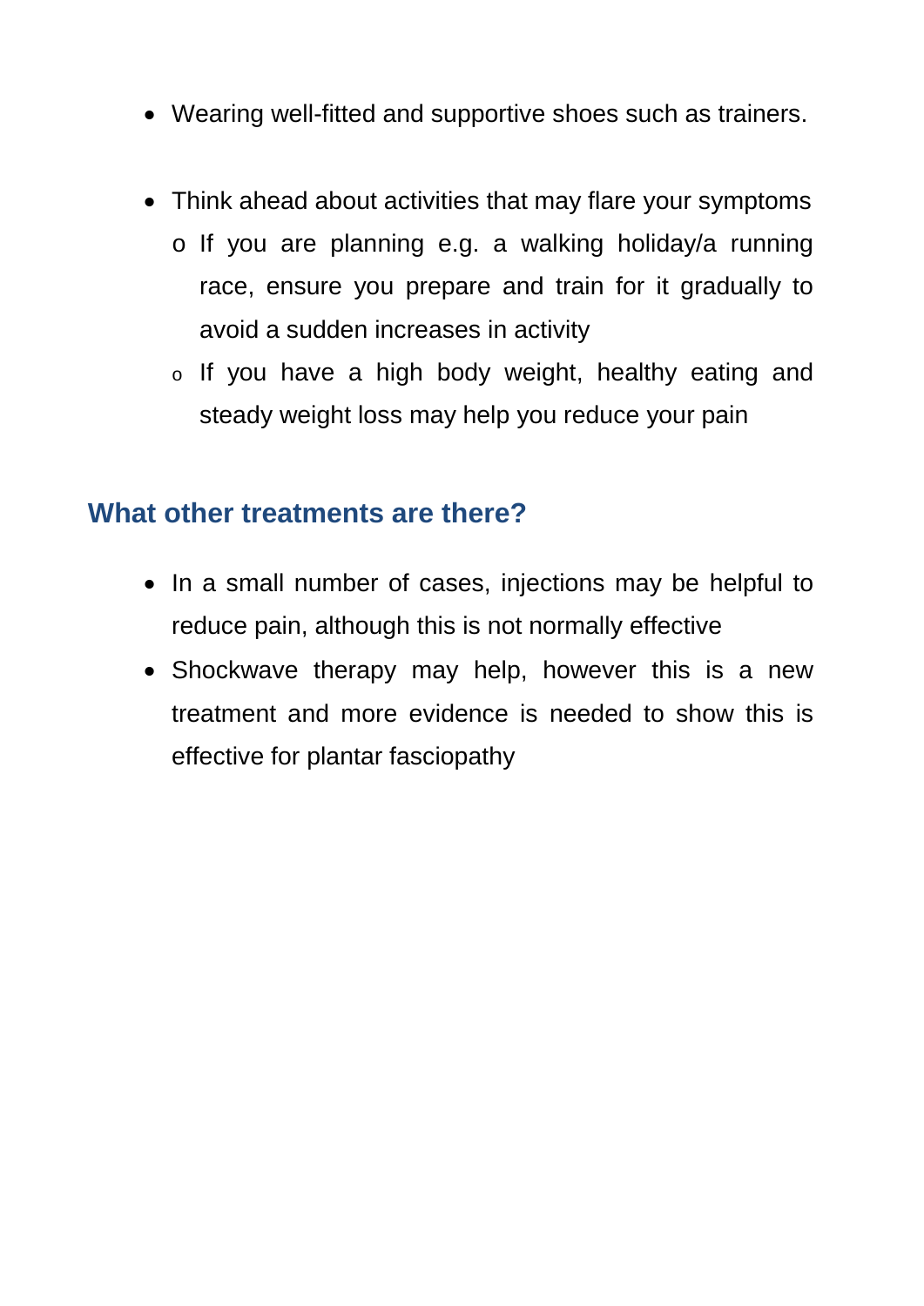- Wearing well-fitted and supportive shoes such as trainers.

- Think ahead about activities that may flare your symptoms
  - If you are planning e.g. a walking holiday/a running race, ensure you prepare and train for it gradually to avoid a sudden increases in activity
  - If you have a high body weight, healthy eating and steady weight loss may help you reduce your pain

## What other treatments are there?

- In a small number of cases, injections may be helpful to reduce pain, although this is not normally effective
- Shockwave therapy may help, however this is a new treatment and more evidence is needed to show this is effective for plantar fasciopathy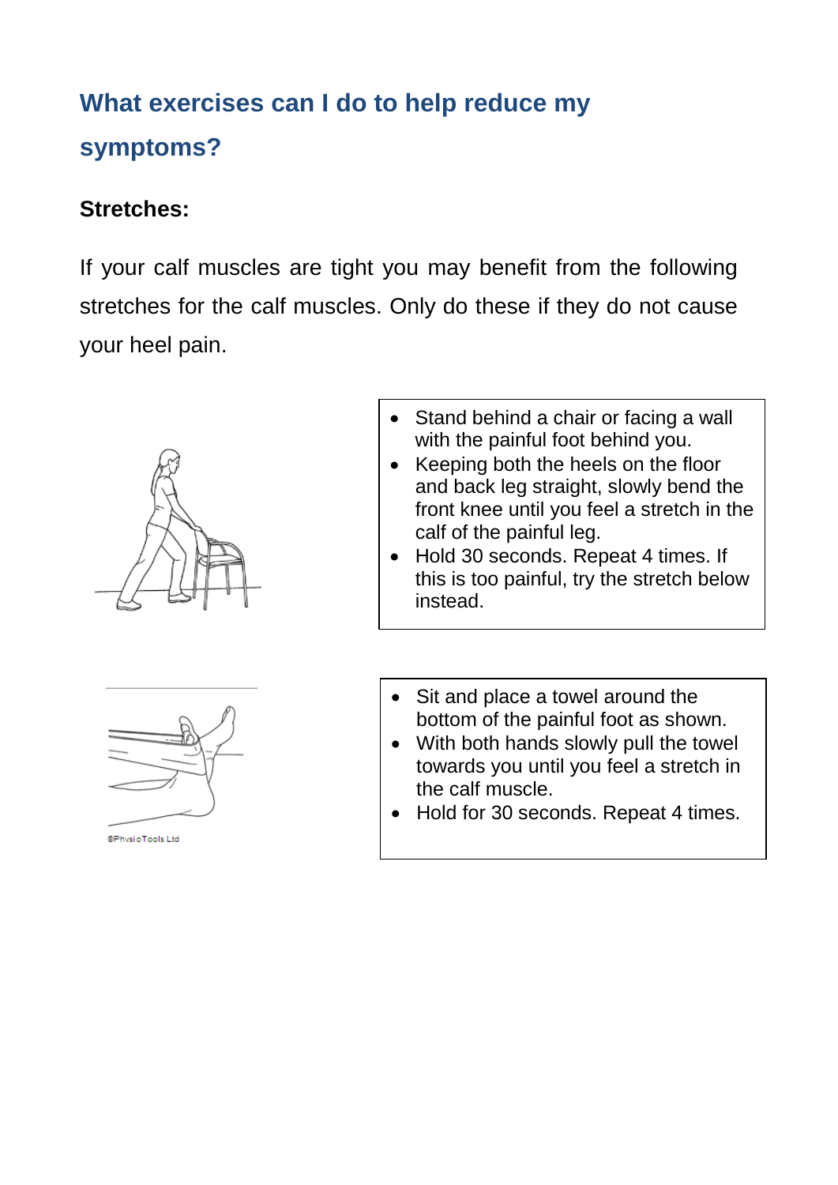## What exercises can I do to help reduce my symptoms?

**Stretches:**

If your calf muscles are tight you may benefit from the following stretches for the calf muscles. Only do these if they do not cause your heel pain.

- Stand behind a chair or facing a wall with the painful foot behind you.
- Keeping both the heels on the floor and back leg straight, slowly bend the front knee until you feel a stretch in the calf of the painful leg.
- Hold 30 seconds. Repeat 4 times. If this is too painful, try the stretch below instead.

©PhysioTools Ltd

- Sit and place a towel around the bottom of the painful foot as shown.
- With both hands slowly pull the towel towards you until you feel a stretch in the calf muscle.
- Hold for 30 seconds. Repeat 4 times.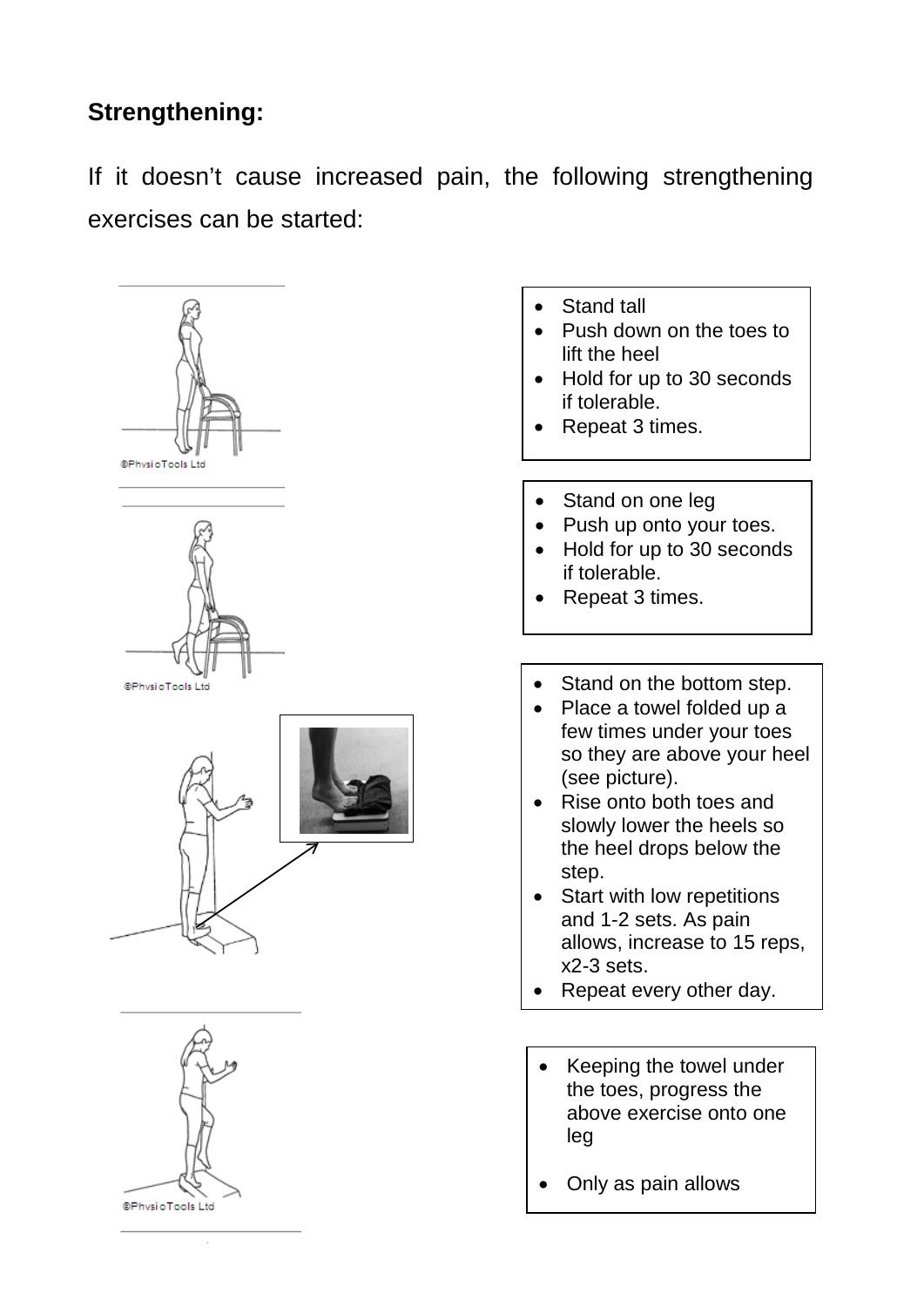## Strengthening:

If it doesn't cause increased pain, the following strengthening exercises can be started:

©PhysioTools Ltd

- Stand tall
- Push down on the toes to lift the heel
- Hold for up to 30 seconds if tolerable.
- Repeat 3 times.

©PhysioTools Ltd

- Stand on one leg
- Push up onto your toes.
- Hold for up to 30 seconds if tolerable.
- Repeat 3 times.

- Stand on the bottom step.
- Place a towel folded up a few times under your toes so they are above your heel (see picture).
- Rise onto both toes and slowly lower the heels so the heel drops below the step.
- Start with low repetitions and 1-2 sets. As pain allows, increase to 15 reps, x2-3 sets.
- Repeat every other day.

©PhysioTools Ltd

- Keeping the towel under the toes, progress the above exercise onto one leg
- Only as pain allows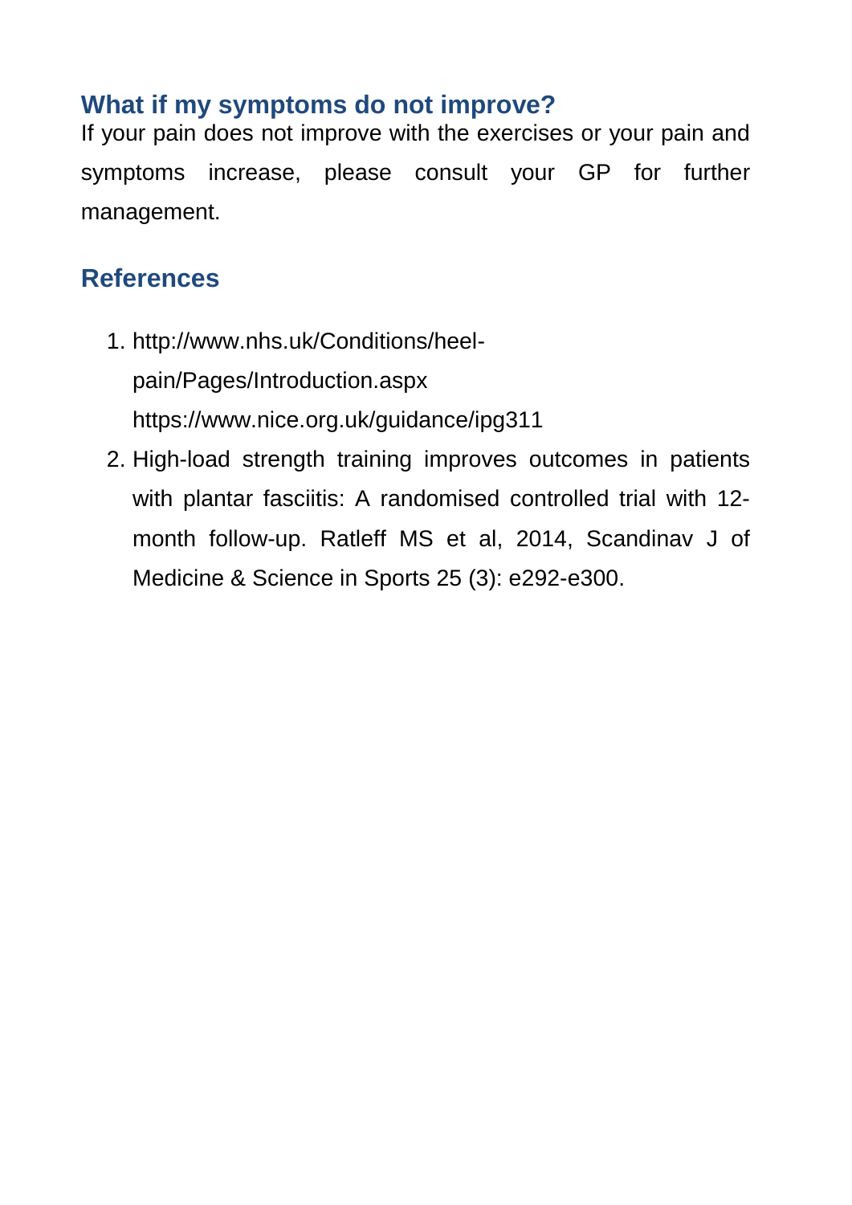## What if my symptoms do not improve?

If your pain does not improve with the exercises or your pain and symptoms increase, please consult your GP for further management.

## References

1. http://www.nhs.uk/Conditions/heel-pain/Pages/Introduction.aspx
   https://www.nice.org.uk/guidance/ipg311
2. High-load strength training improves outcomes in patients with plantar fasciitis: A randomised controlled trial with 12-month follow-up. Ratleff MS et al, 2014, Scandinav J of Medicine & Science in Sports 25 (3): e292-e300.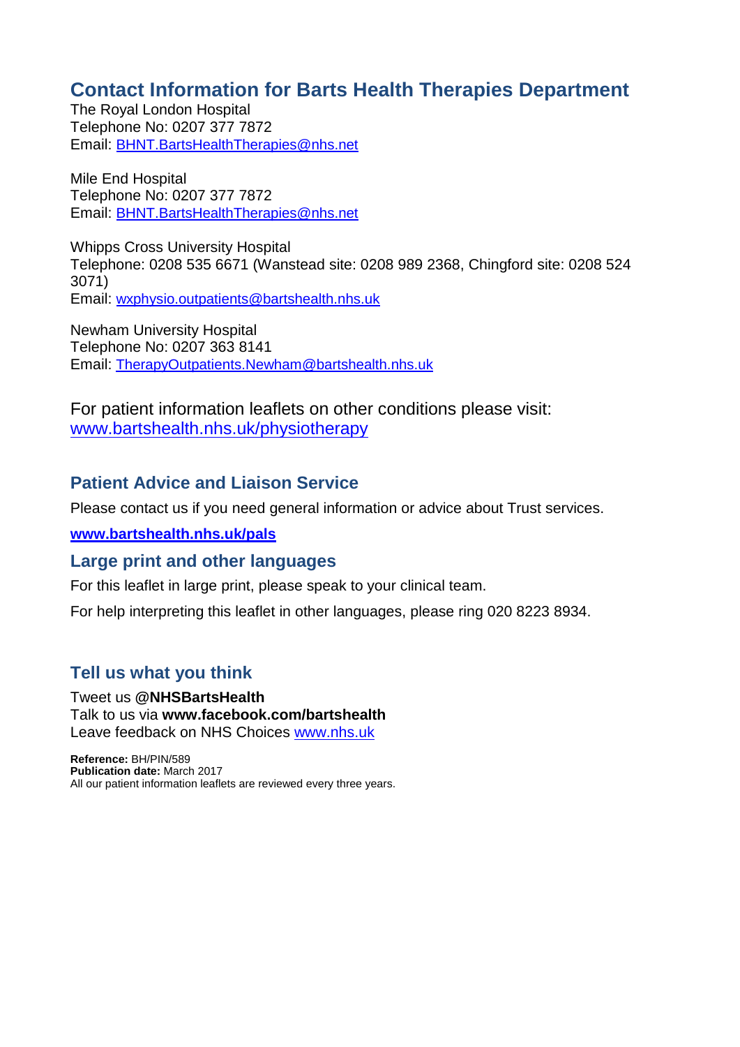## Contact Information for Barts Health Therapies Department

The Royal London Hospital
Telephone No: 0207 377 7872
Email: BHNT.BartsHealthTherapies@nhs.net

Mile End Hospital
Telephone No: 0207 377 7872
Email: BHNT.BartsHealthTherapies@nhs.net

Whipps Cross University Hospital
Telephone: 0208 535 6671 (Wanstead site: 0208 989 2368, Chingford site: 0208 524 3071)
Email: wxphysio.outpatients@bartshealth.nhs.uk

Newham University Hospital
Telephone No: 0207 363 8141
Email: TherapyOutpatients.Newham@bartshealth.nhs.uk

For patient information leaflets on other conditions please visit:
www.bartshealth.nhs.uk/physiotherapy

### Patient Advice and Liaison Service

Please contact us if you need general information or advice about Trust services.

**www.bartshealth.nhs.uk/pals**

### Large print and other languages

For this leaflet in large print, please speak to your clinical team.

For help interpreting this leaflet in other languages, please ring 020 8223 8934.

### Tell us what you think

Tweet us **@NHSBartsHealth**
Talk to us via **www.facebook.com/bartshealth**
Leave feedback on NHS Choices www.nhs.uk

**Reference:** BH/PIN/589
**Publication date:** March 2017
All our patient information leaflets are reviewed every three years.